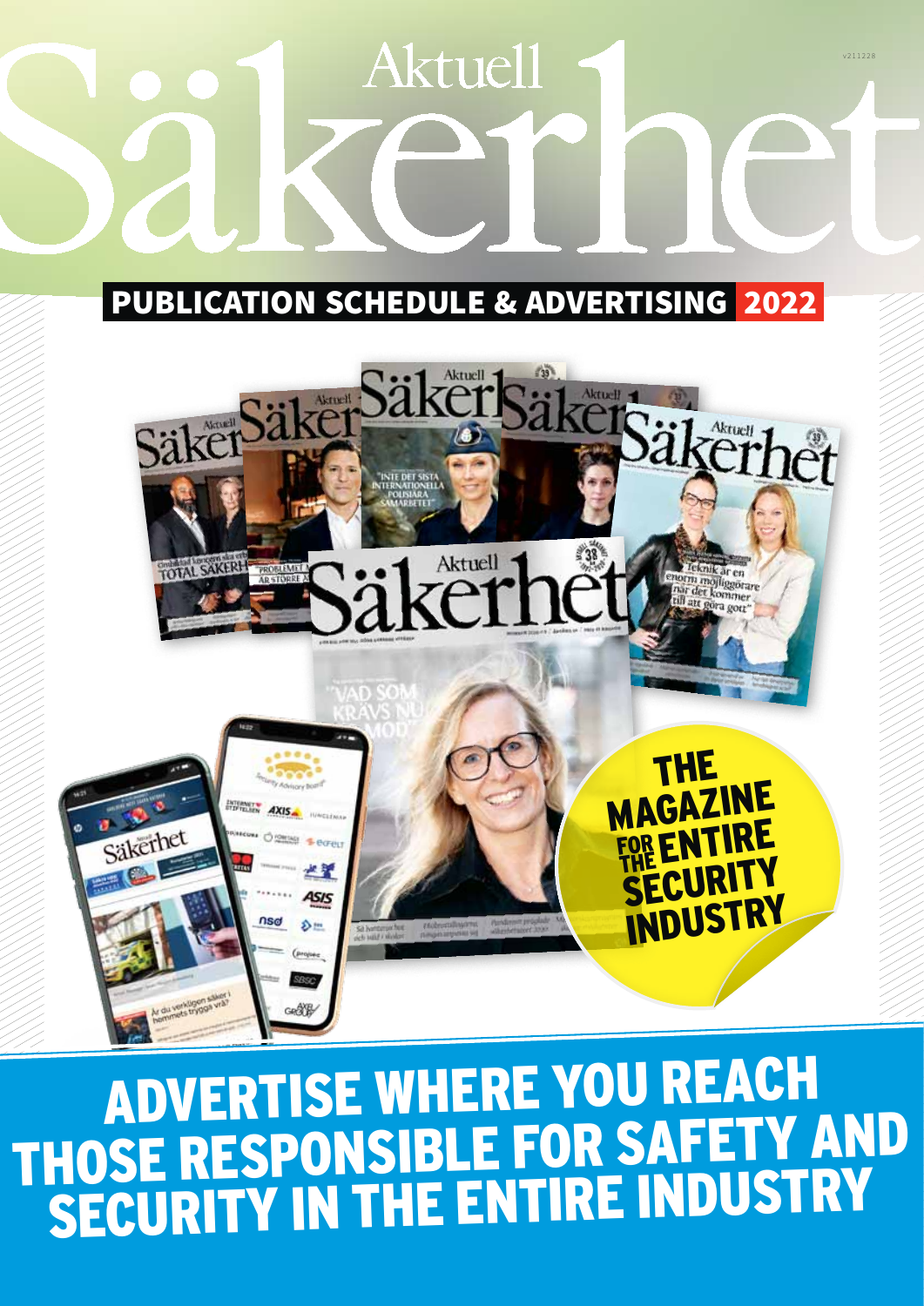# Aktuell Säkerhet

v211228

## PUBLICATION SCHEDULE & ADVERTISING 2022

THE MAGAZINE FOR THE ENTIRE SECURITY INDUSTRY

## ADVERTISE WHERE YOU REACH THOSE RESPONSIBLE FOR SAFETY AND SECURITY IN THE ENTIRE INDUSTRY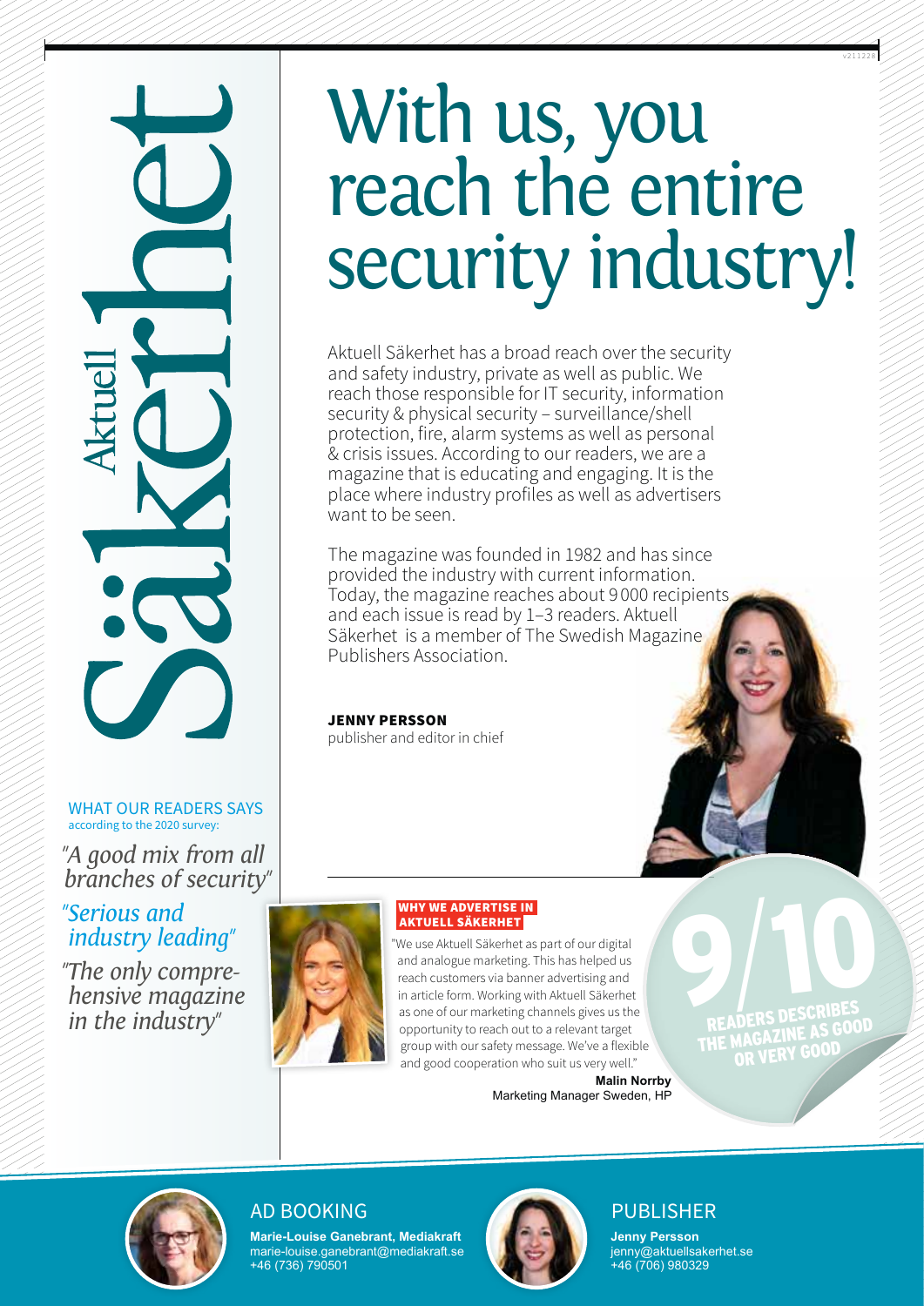# With us, you reach the entire security industry!

Aktuell Säkerhet has a broad reach over the security and safety industry, private as well as public. We reach those responsible for IT security, information security & physical security – surveillance/shell protection, fire, alarm systems as well as personal & crisis issues. According to our readers, we are a magazine that is educating and engaging. It is the place where industry profiles as well as advertisers want to be seen.

The magazine was founded in 1982 and has since provided the industry with current information. Today, the magazine reaches about 9 000 recipients and each issue is read by 1–3 readers. Aktuell Säkerhet is a member of The Swedish Magazine Publishers Association.

**JENNY PERSSON**
publisher and editor in chief

WHAT OUR READERS SAYS
according to the 2020 survey:

*"A good mix from all branches of security"*

*"Serious and industry leading"*

*"The only comprehensive magazine in the industry"*

**WHY WE ADVERTISE IN AKTUELL SÄKERHET**

"We use Aktuell Säkerhet as part of our digital and analogue marketing. This has helped us reach customers via banner advertising and in article form. Working with Aktuell Säkerhet as one of our marketing channels gives us the opportunity to reach out to a relevant target group with our safety message. We've a flexible and good cooperation who suit us very well."

**Malin Norrby**
Marketing Manager Sweden, HP

**9/10** READERS DESCRIBES THE MAGAZINE AS GOOD OR VERY GOOD

## AD BOOKING

**Marie-Louise Ganebrant, Mediakraft**
marie-louise.ganebrant@mediakraft.se
+46 (736) 790501

## PUBLISHER

**Jenny Persson**
jenny@aktuellsakerhet.se
+46 (706) 980329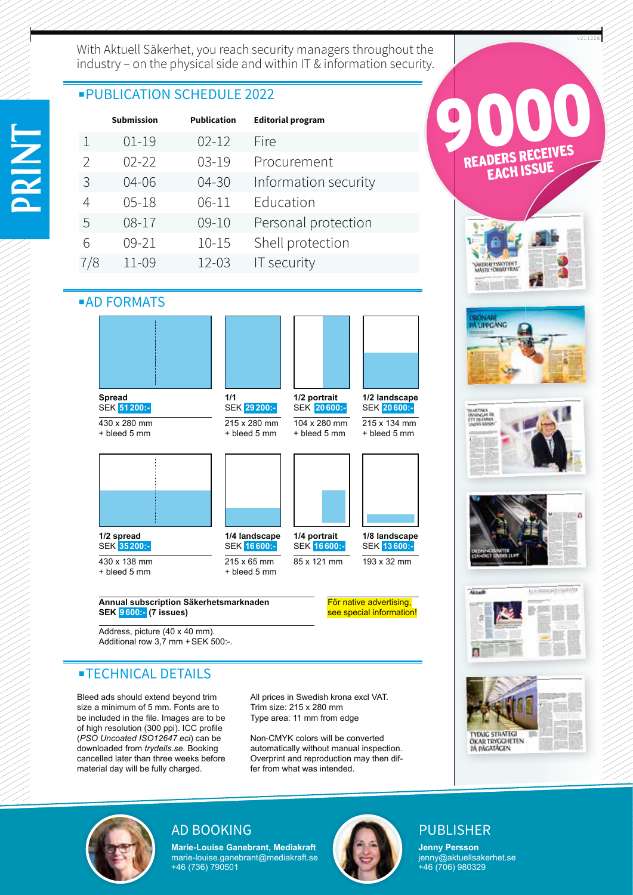# PRINT

With Aktuell Säkerhet, you reach security managers throughout the industry – on the physical side and within IT & information security.

**9000 READERS RECEIVES EACH ISSUE**

## PUBLICATION SCHEDULE 2022

| | Submission | Publication | Editorial program |
|---|---|---|---|
| 1 | 01-19 | 02-12 | Fire |
| 2 | 02-22 | 03-19 | Procurement |
| 3 | 04-06 | 04-30 | Information security |
| 4 | 05-18 | 06-11 | Education |
| 5 | 08-17 | 09-10 | Personal protection |
| 6 | 09-21 | 10-15 | Shell protection |
| 7/8 | 11-09 | 12-03 | IT security |

## AD FORMATS

| Format | Price | Size |
|---|---|---|
| Spread | SEK 51 200:- | 430 x 280 mm + bleed 5 mm |
| 1/1 | SEK 29 200:- | 215 x 280 mm + bleed 5 mm |
| 1/2 portrait | SEK 20 600:- | 104 x 280 mm + bleed 5 mm |
| 1/2 landscape | SEK 20 600:- | 215 x 134 mm + bleed 5 mm |
| 1/2 spread | SEK 35 200:- | 430 x 138 mm + bleed 5 mm |
| 1/4 landscape | SEK 16 600:- | 215 x 65 mm + bleed 5 mm |
| 1/4 portrait | SEK 16 600:- | 85 x 121 mm |
| 1/8 landscape | SEK 13 600:- | 193 x 32 mm |

**Annual subscription Säkerhetsmarknaden**
**SEK 9 600:- (7 issues)**

Address, picture (40 x 40 mm).
Additional row 3,7 mm + SEK 500:-.

För native advertising, see special information!

## TECHNICAL DETAILS

Bleed ads should extend beyond trim size a minimum of 5 mm. Fonts are to be included in the file. Images are to be of high resolution (300 ppi). ICC profile (*PSO Uncoated ISO12647 eci*) can be downloaded from *trydells.se*. Booking cancelled later than three weeks before material day will be fully charged.

All prices in Swedish krona excl VAT.
Trim size: 215 x 280 mm
Type area: 11 mm from edge

Non-CMYK colors will be converted automatically without manual inspection. Overprint and reproduction may then differ from what was intended.

## AD BOOKING

**Marie-Louise Ganebrant, Mediakraft**
marie-louise.ganebrant@mediakraft.se
+46 (736) 790501

## PUBLISHER

**Jenny Persson**
jenny@aktuellsakerhet.se
+46 (706) 980329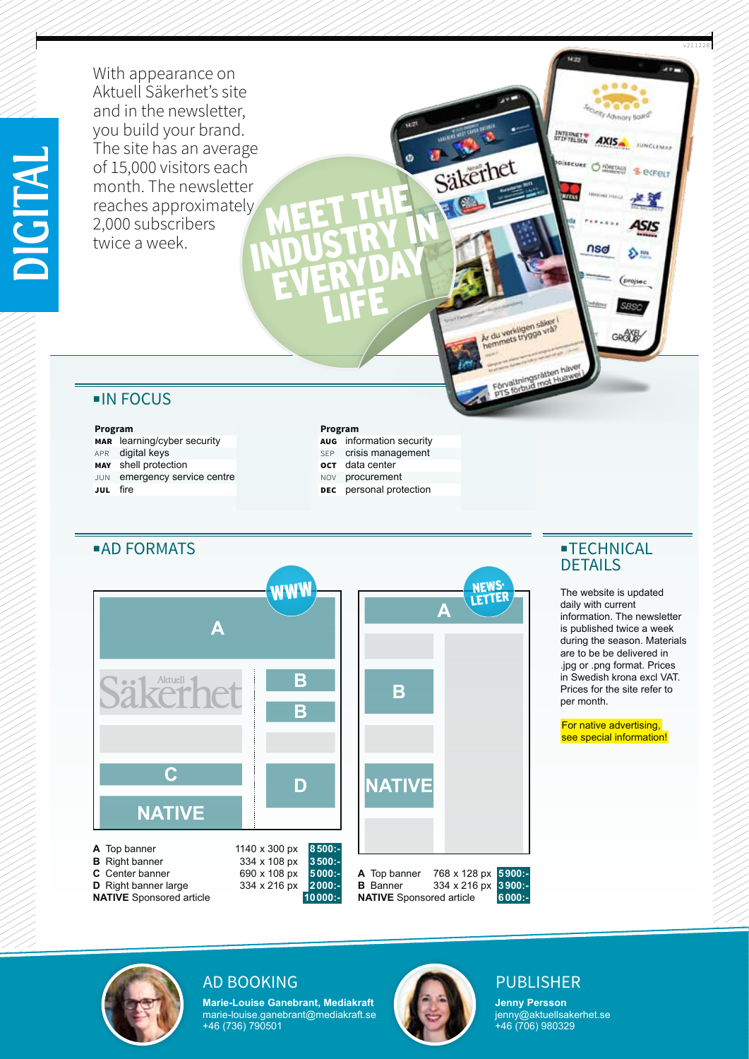# DIGITAL

With appearance on Aktuell Säkerhet's site and in the newsletter, you build your brand. The site has an average of 15,000 visitors each month. The newsletter reaches approximately 2,000 subscribers twice a week.

MEET THE INDUSTRY IN EVERYDAY LIFE

## IN FOCUS

| Program | |
|---|---|
| MAR | learning/cyber security |
| APR | digital keys |
| MAY | shell protection |
| JUN | emergency service centre |
| JUL | fire |

| Program | |
|---|---|
| AUG | information security |
| SEP | crisis management |
| OCT | data center |
| NOV | procurement |
| DEC | personal protection |

## AD FORMATS

### WWW

| | | | |
|---|---|---|---|
| **A** | Top banner | 1140 x 300 px | 8 500:- |
| **B** | Right banner | 334 x 108 px | 3 500:- |
| **C** | Center banner | 690 x 108 px | 5 000:- |
| **D** | Right banner large | 334 x 216 px | 2 000:- |
| **NATIVE** | Sponsored article | | 10 000:- |

### NEWSLETTER

| | | | |
|---|---|---|---|
| **A** | Top banner | 768 x 128 px | 5 900:- |
| **B** | Banner | 334 x 216 px | 3 900:- |
| **NATIVE** | Sponsored article | | 6 000:- |

## TECHNICAL DETAILS

The website is updated daily with current information. The newsletter is published twice a week during the season. Materials are to be delivered in .jpg or .png format. Prices in Swedish krona excl VAT. Prices for the site refer to per month.

For native advertising, see special information!

## AD BOOKING

**Marie-Louise Ganebrant, Mediakraft**
marie-louise.ganebrant@mediakraft.se
+46 (736) 790501

## PUBLISHER

**Jenny Persson**
jenny@aktuellsakerhet.se
+46 (706) 980329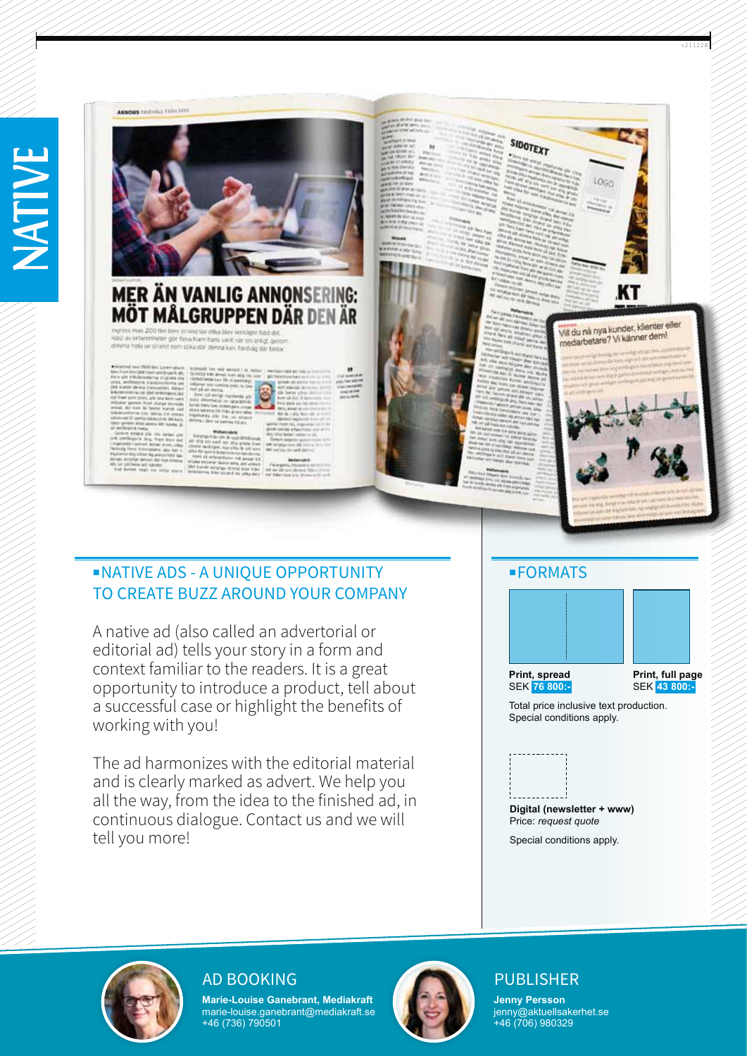# NATIVE

## NATIVE ADS - A UNIQUE OPPORTUNITY TO CREATE BUZZ AROUND YOUR COMPANY

A native ad (also called an advertorial or editorial ad) tells your story in a form and context familiar to the readers. It is a great opportunity to introduce a product, tell about a successful case or highlight the benefits of working with you!

The ad harmonizes with the editorial material and is clearly marked as advert. We help you all the way, from the idea to the finished ad, in continuous dialogue. Contact us and we will tell you more!

## FORMATS

**Print, spread**
SEK **76 800:-**

**Print, full page**
SEK **43 800:-**

Total price inclusive text production.
Special conditions apply.

**Digital (newsletter + www)**
Price: *request quote*

Special conditions apply.

## AD BOOKING

**Marie-Louise Ganebrant, Mediakraft**
marie-louise.ganebrant@mediakraft.se
+46 (736) 790501

## PUBLISHER

**Jenny Persson**
jenny@aktuellsakerhet.se
+46 (706) 980329